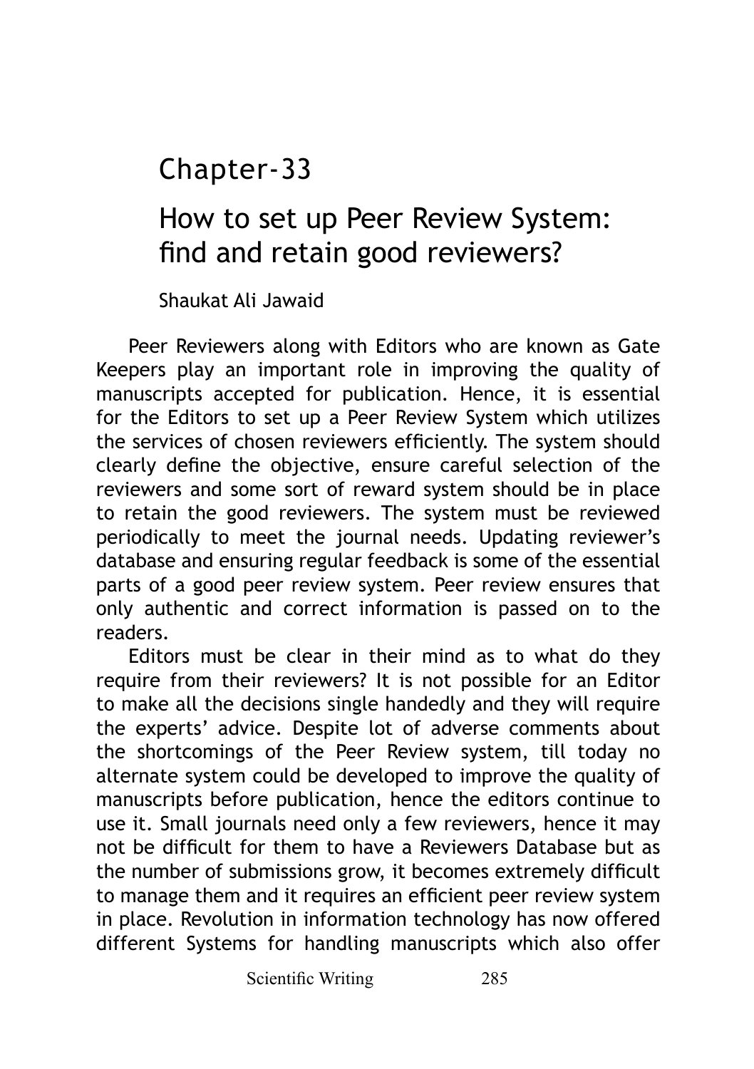# Chapter-33

## How to set up Peer Review System: find and retain good reviewers?

Shaukat Ali Jawaid

Peer Reviewers along with Editors who are known as Gate Keepers play an important role in improving the quality of manuscripts accepted for publication. Hence, it is essential for the Editors to set up a Peer Review System which utilizes the services of chosen reviewers efficiently. The system should clearly define the objective, ensure careful selection of the reviewers and some sort of reward system should be in place to retain the good reviewers. The system must be reviewed periodically to meet the journal needs. Updating reviewer's database and ensuring regular feedback is some of the essential parts of a good peer review system. Peer review ensures that only authentic and correct information is passed on to the readers.

Editors must be clear in their mind as to what do they require from their reviewers? It is not possible for an Editor to make all the decisions single handedly and they will require the experts' advice. Despite lot of adverse comments about the shortcomings of the Peer Review system, till today no alternate system could be developed to improve the quality of manuscripts before publication, hence the editors continue to use it. Small journals need only a few reviewers, hence it may not be difficult for them to have a Reviewers Database but as the number of submissions grow, it becomes extremely difficult to manage them and it requires an efficient peer review system in place. Revolution in information technology has now offered different Systems for handling manuscripts which also offer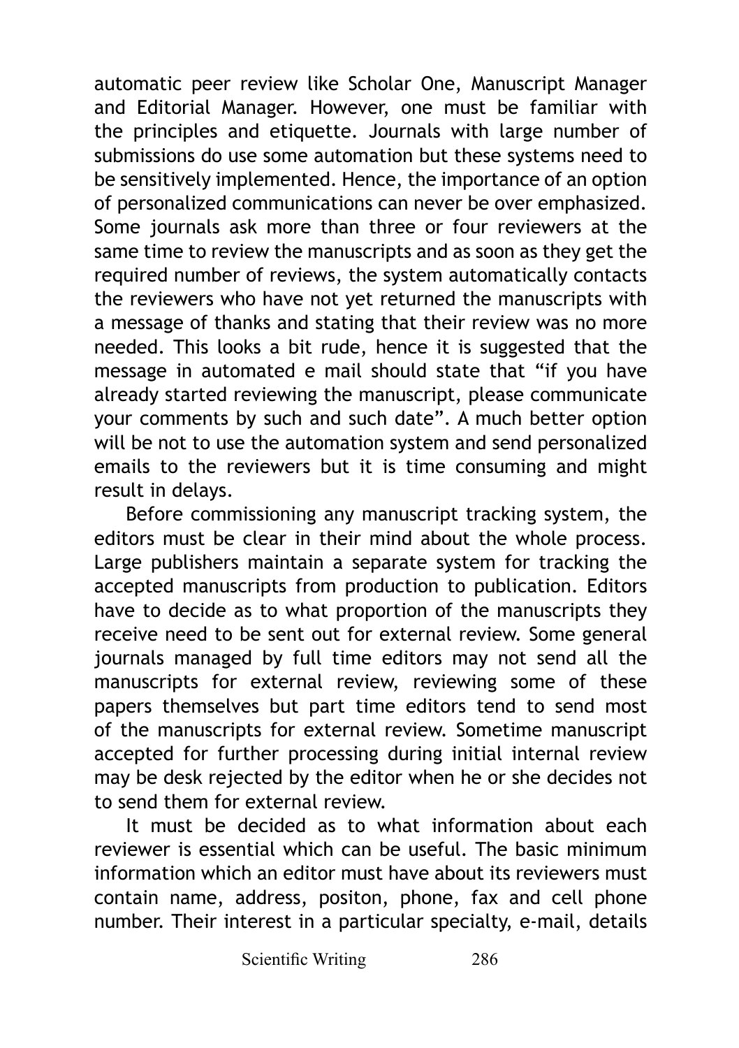automatic peer review like Scholar One, Manuscript Manager and Editorial Manager. However, one must be familiar with the principles and etiquette. Journals with large number of submissions do use some automation but these systems need to be sensitively implemented. Hence, the importance of an option of personalized communications can never be over emphasized. Some journals ask more than three or four reviewers at the same time to review the manuscripts and as soon as they get the required number of reviews, the system automatically contacts the reviewers who have not yet returned the manuscripts with a message of thanks and stating that their review was no more needed. This looks a bit rude, hence it is suggested that the message in automated e mail should state that "if you have already started reviewing the manuscript, please communicate your comments by such and such date". A much better option will be not to use the automation system and send personalized emails to the reviewers but it is time consuming and might result in delays.

Before commissioning any manuscript tracking system, the editors must be clear in their mind about the whole process. Large publishers maintain a separate system for tracking the accepted manuscripts from production to publication. Editors have to decide as to what proportion of the manuscripts they receive need to be sent out for external review. Some general journals managed by full time editors may not send all the manuscripts for external review, reviewing some of these papers themselves but part time editors tend to send most of the manuscripts for external review. Sometime manuscript accepted for further processing during initial internal review may be desk rejected by the editor when he or she decides not to send them for external review.

It must be decided as to what information about each reviewer is essential which can be useful. The basic minimum information which an editor must have about its reviewers must contain name, address, positon, phone, fax and cell phone number. Their interest in a particular specialty, e-mail, details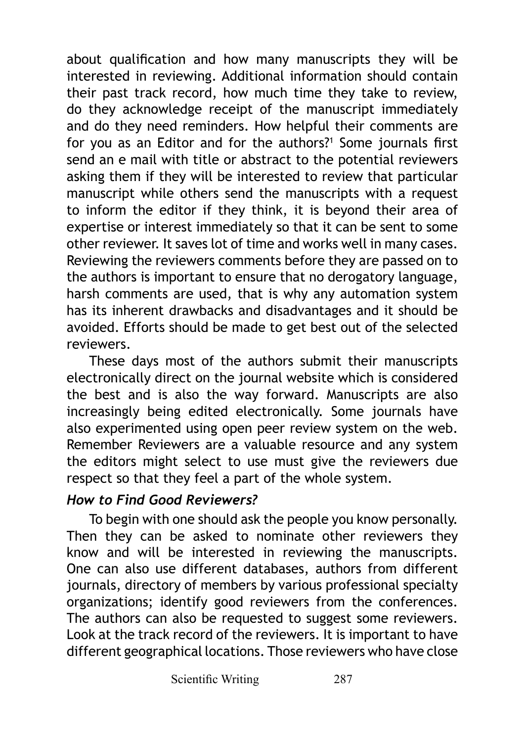about qualification and how many manuscripts they will be interested in reviewing. Additional information should contain their past track record, how much time they take to review, do they acknowledge receipt of the manuscript immediately and do they need reminders. How helpful their comments are for you as an Editor and for the authors?[1] Some journals first send an e mail with title or abstract to the potential reviewers asking them if they will be interested to review that particular manuscript while others send the manuscripts with a request to inform the editor if they think, it is beyond their area of expertise or interest immediately so that it can be sent to some other reviewer. It saves lot of time and works well in many cases. Reviewing the reviewers comments before they are passed on to the authors is important to ensure that no derogatory language, harsh comments are used, that is why any automation system has its inherent drawbacks and disadvantages and it should be avoided. Efforts should be made to get best out of the selected reviewers.

These days most of the authors submit their manuscripts electronically direct on the journal website which is considered the best and is also the way forward. Manuscripts are also increasingly being edited electronically. Some journals have also experimented using open peer review system on the web. Remember Reviewers are a valuable resource and any system the editors might select to use must give the reviewers due respect so that they feel a part of the whole system.

### *How to Find Good Reviewers?*

To begin with one should ask the people you know personally. Then they can be asked to nominate other reviewers they know and will be interested in reviewing the manuscripts. One can also use different databases, authors from different journals, directory of members by various professional specialty organizations; identify good reviewers from the conferences. The authors can also be requested to suggest some reviewers. Look at the track record of the reviewers. It is important to have different geographical locations. Those reviewers who have close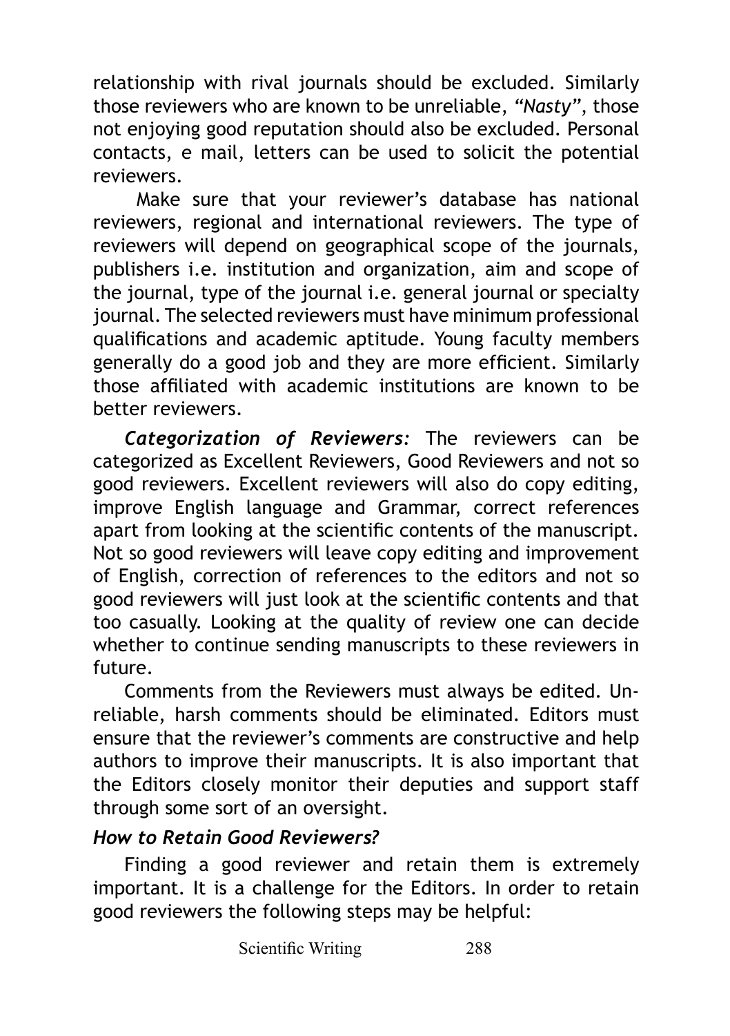relationship with rival journals should be excluded. Similarly those reviewers who are known to be unreliable, *"Nasty"*, those not enjoying good reputation should also be excluded. Personal contacts, e mail, letters can be used to solicit the potential reviewers.

Make sure that your reviewer's database has national reviewers, regional and international reviewers. The type of reviewers will depend on geographical scope of the journals, publishers i.e. institution and organization, aim and scope of the journal, type of the journal i.e. general journal or specialty journal. The selected reviewers must have minimum professional qualifications and academic aptitude. Young faculty members generally do a good job and they are more efficient. Similarly those affiliated with academic institutions are known to be better reviewers.

***Categorization of Reviewers:*** The reviewers can be categorized as Excellent Reviewers, Good Reviewers and not so good reviewers. Excellent reviewers will also do copy editing, improve English language and Grammar, correct references apart from looking at the scientific contents of the manuscript. Not so good reviewers will leave copy editing and improvement of English, correction of references to the editors and not so good reviewers will just look at the scientific contents and that too casually. Looking at the quality of review one can decide whether to continue sending manuscripts to these reviewers in future.

Comments from the Reviewers must always be edited. Unreliable, harsh comments should be eliminated. Editors must ensure that the reviewer's comments are constructive and help authors to improve their manuscripts. It is also important that the Editors closely monitor their deputies and support staff through some sort of an oversight.

### *How to Retain Good Reviewers?*

Finding a good reviewer and retain them is extremely important. It is a challenge for the Editors. In order to retain good reviewers the following steps may be helpful: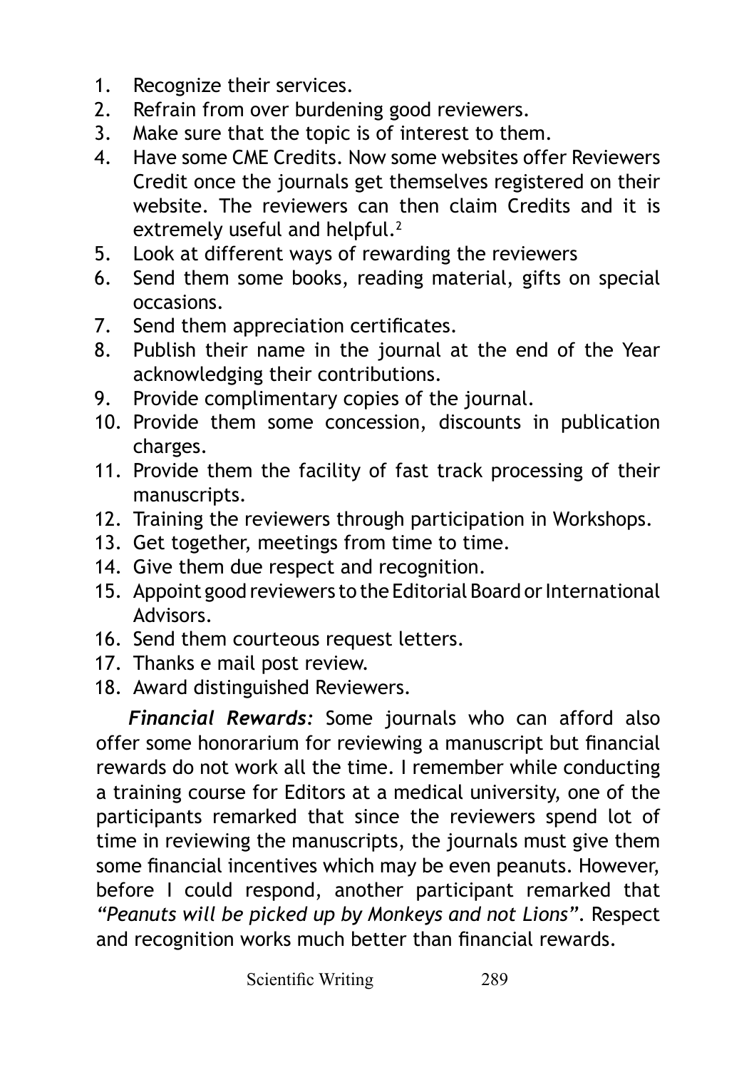1. Recognize their services.
2. Refrain from over burdening good reviewers.
3. Make sure that the topic is of interest to them.
4. Have some CME Credits. Now some websites offer Reviewers Credit once the journals get themselves registered on their website. The reviewers can then claim Credits and it is extremely useful and helpful.[2]
5. Look at different ways of rewarding the reviewers
6. Send them some books, reading material, gifts on special occasions.
7. Send them appreciation certificates.
8. Publish their name in the journal at the end of the Year acknowledging their contributions.
9. Provide complimentary copies of the journal.
10. Provide them some concession, discounts in publication charges.
11. Provide them the facility of fast track processing of their manuscripts.
12. Training the reviewers through participation in Workshops.
13. Get together, meetings from time to time.
14. Give them due respect and recognition.
15. Appoint good reviewers to the Editorial Board or International Advisors.
16. Send them courteous request letters.
17. Thanks e mail post review.
18. Award distinguished Reviewers.

***Financial Rewards:*** Some journals who can afford also offer some honorarium for reviewing a manuscript but financial rewards do not work all the time. I remember while conducting a training course for Editors at a medical university, one of the participants remarked that since the reviewers spend lot of time in reviewing the manuscripts, the journals must give them some financial incentives which may be even peanuts. However, before I could respond, another participant remarked that *"Peanuts will be picked up by Monkeys and not Lions"*. Respect and recognition works much better than financial rewards.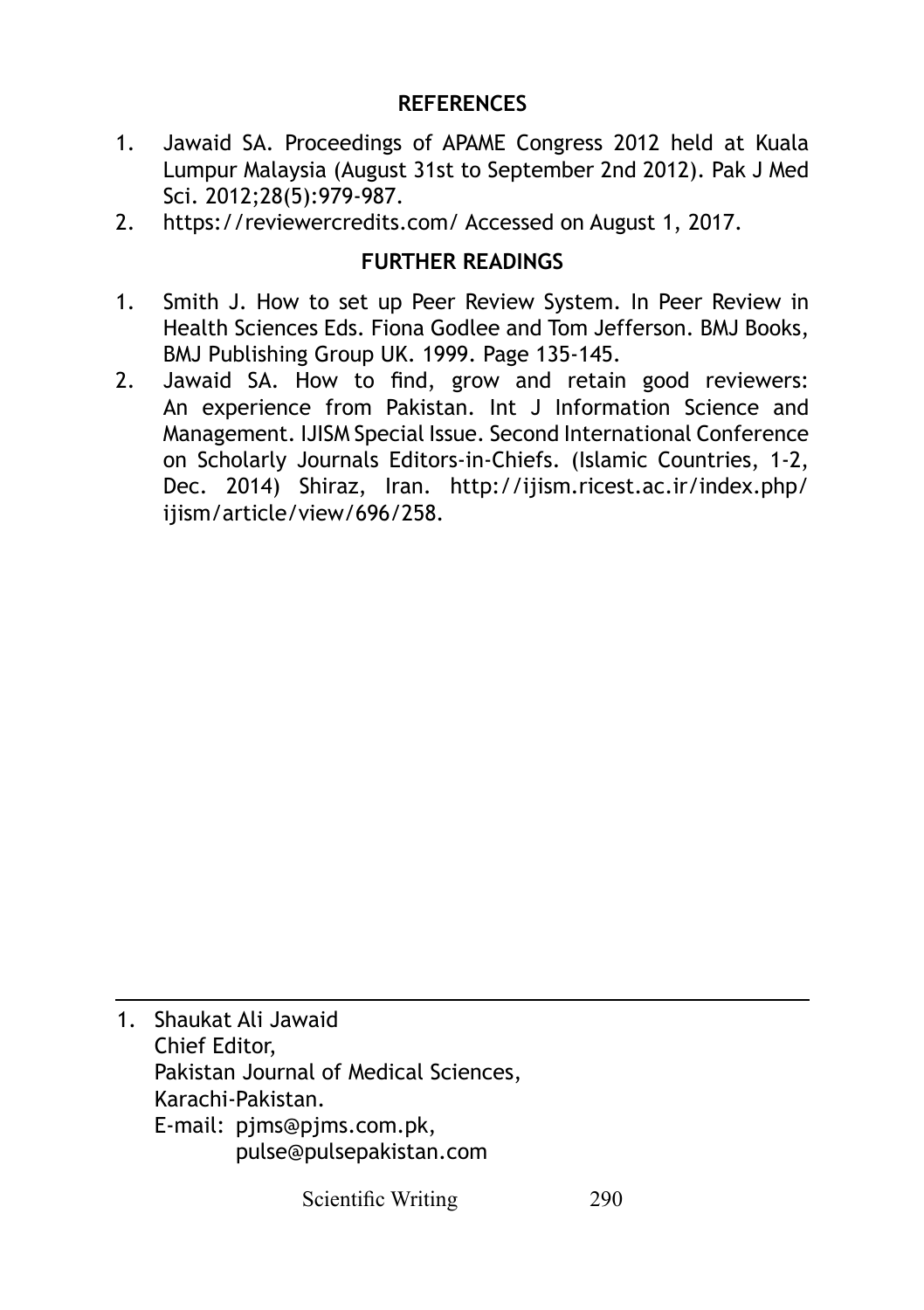## REFERENCES

1. Jawaid SA. Proceedings of APAME Congress 2012 held at Kuala Lumpur Malaysia (August 31st to September 2nd 2012). Pak J Med Sci. 2012;28(5):979-987.
2. https://reviewercredits.com/ Accessed on August 1, 2017.

## FURTHER READINGS

1. Smith J. How to set up Peer Review System. In Peer Review in Health Sciences Eds. Fiona Godlee and Tom Jefferson. BMJ Books, BMJ Publishing Group UK. 1999. Page 135-145.
2. Jawaid SA. How to find, grow and retain good reviewers: An experience from Pakistan. Int J Information Science and Management. IJISM Special Issue. Second International Conference on Scholarly Journals Editors-in-Chiefs. (Islamic Countries, 1-2, Dec. 2014) Shiraz, Iran. http://ijism.ricest.ac.ir/index.php/ijism/article/view/696/258.

---

1. Shaukat Ali Jawaid
   Chief Editor,
   Pakistan Journal of Medical Sciences,
   Karachi-Pakistan.
   E-mail: pjms@pjms.com.pk,
   pulse@pulsepakistan.com